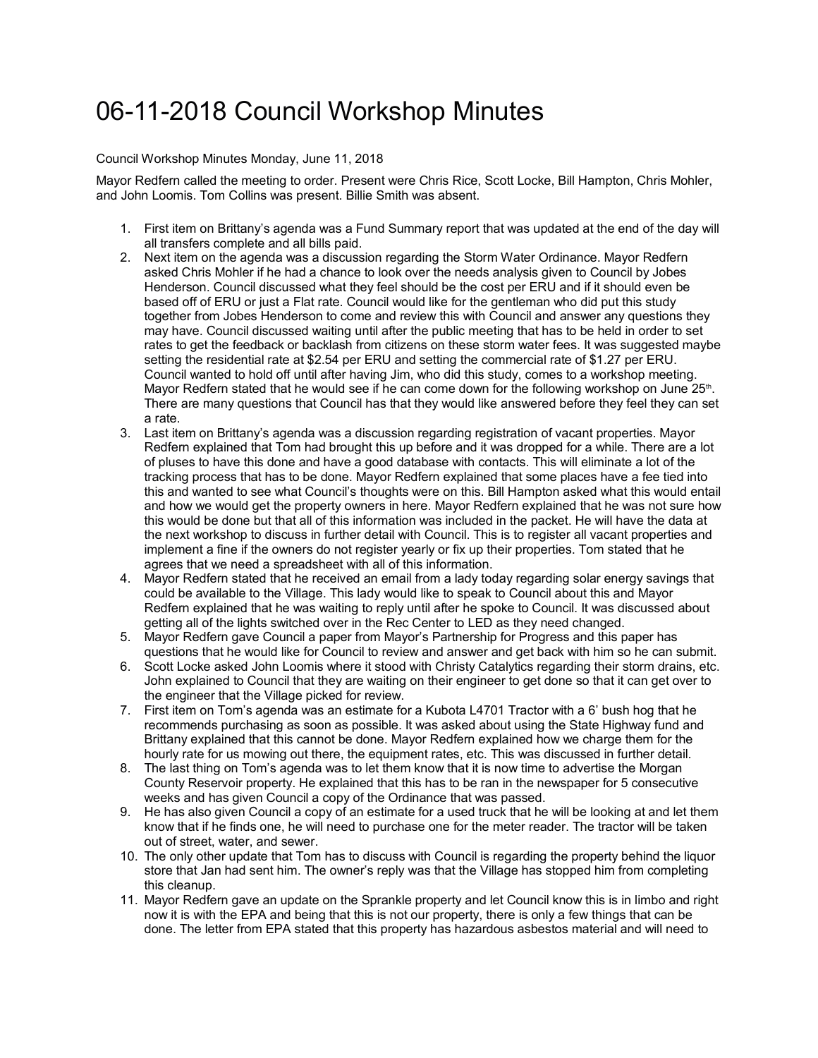# 06-11-2018 Council Workshop Minutes

Council Workshop Minutes Monday, June 11, 2018

Mayor Redfern called the meeting to order. Present were Chris Rice, Scott Locke, Bill Hampton, Chris Mohler, and John Loomis. Tom Collins was present. Billie Smith was absent.

1. First item on Brittany's agenda was a Fund Summary report that was updated at the end of the day will all transfers complete and all bills paid.
2. Next item on the agenda was a discussion regarding the Storm Water Ordinance. Mayor Redfern asked Chris Mohler if he had a chance to look over the needs analysis given to Council by Jobes Henderson. Council discussed what they feel should be the cost per ERU and if it should even be based off of ERU or just a Flat rate. Council would like for the gentleman who did put this study together from Jobes Henderson to come and review this with Council and answer any questions they may have. Council discussed waiting until after the public meeting that has to be held in order to set rates to get the feedback or backlash from citizens on these storm water fees. It was suggested maybe setting the residential rate at $2.54 per ERU and setting the commercial rate of $1.27 per ERU. Council wanted to hold off until after having Jim, who did this study, comes to a workshop meeting. Mayor Redfern stated that he would see if he can come down for the following workshop on June 25th. There are many questions that Council has that they would like answered before they feel they can set a rate.
3. Last item on Brittany's agenda was a discussion regarding registration of vacant properties. Mayor Redfern explained that Tom had brought this up before and it was dropped for a while. There are a lot of pluses to have this done and have a good database with contacts. This will eliminate a lot of the tracking process that has to be done. Mayor Redfern explained that some places have a fee tied into this and wanted to see what Council's thoughts were on this. Bill Hampton asked what this would entail and how we would get the property owners in here. Mayor Redfern explained that he was not sure how this would be done but that all of this information was included in the packet. He will have the data at the next workshop to discuss in further detail with Council. This is to register all vacant properties and implement a fine if the owners do not register yearly or fix up their properties. Tom stated that he agrees that we need a spreadsheet with all of this information.
4. Mayor Redfern stated that he received an email from a lady today regarding solar energy savings that could be available to the Village. This lady would like to speak to Council about this and Mayor Redfern explained that he was waiting to reply until after he spoke to Council. It was discussed about getting all of the lights switched over in the Rec Center to LED as they need changed.
5. Mayor Redfern gave Council a paper from Mayor's Partnership for Progress and this paper has questions that he would like for Council to review and answer and get back with him so he can submit.
6. Scott Locke asked John Loomis where it stood with Christy Catalytics regarding their storm drains, etc. John explained to Council that they are waiting on their engineer to get done so that it can get over to the engineer that the Village picked for review.
7. First item on Tom's agenda was an estimate for a Kubota L4701 Tractor with a 6' bush hog that he recommends purchasing as soon as possible. It was asked about using the State Highway fund and Brittany explained that this cannot be done. Mayor Redfern explained how we charge them for the hourly rate for us mowing out there, the equipment rates, etc. This was discussed in further detail.
8. The last thing on Tom's agenda was to let them know that it is now time to advertise the Morgan County Reservoir property. He explained that this has to be ran in the newspaper for 5 consecutive weeks and has given Council a copy of the Ordinance that was passed.
9. He has also given Council a copy of an estimate for a used truck that he will be looking at and let them know that if he finds one, he will need to purchase one for the meter reader. The tractor will be taken out of street, water, and sewer.
10. The only other update that Tom has to discuss with Council is regarding the property behind the liquor store that Jan had sent him. The owner's reply was that the Village has stopped him from completing this cleanup.
11. Mayor Redfern gave an update on the Sprankle property and let Council know this is in limbo and right now it is with the EPA and being that this is not our property, there is only a few things that can be done. The letter from EPA stated that this property has hazardous asbestos material and will need to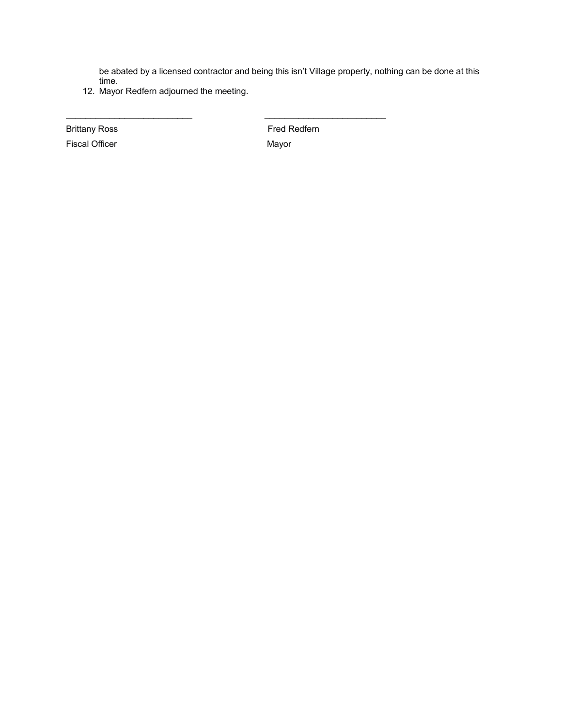be abated by a licensed contractor and being this isn't Village property, nothing can be done at this time.

12. Mayor Redfern adjourned the meeting.

| | |
|---|---|
| _________________________ | _________________________ |
| Brittany Ross | Fred Redfern |
| Fiscal Officer | Mayor |